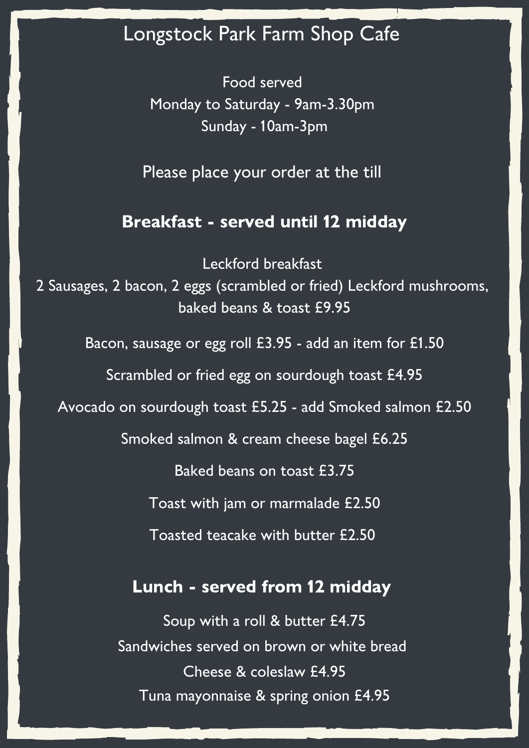# Longstock Park Farm Shop Cafe

Food served

Monday to Saturday - 9am-3.30pm

Sunday - 10am-3pm

Please place your order at the till

## Breakfast - served until 12 midday

Leckford breakfast

2 Sausages, 2 bacon, 2 eggs (scrambled or fried) Leckford mushrooms, baked beans & toast £9.95

Bacon, sausage or egg roll £3.95 - add an item for £1.50

Scrambled or fried egg on sourdough toast £4.95

Avocado on sourdough toast £5.25 - add Smoked salmon £2.50

Smoked salmon & cream cheese bagel £6.25

Baked beans on toast £3.75

Toast with jam or marmalade £2.50

Toasted teacake with butter £2.50

## Lunch - served from 12 midday

Soup with a roll & butter £4.75

Sandwiches served on brown or white bread

Cheese & coleslaw £4.95

Tuna mayonnaise & spring onion £4.95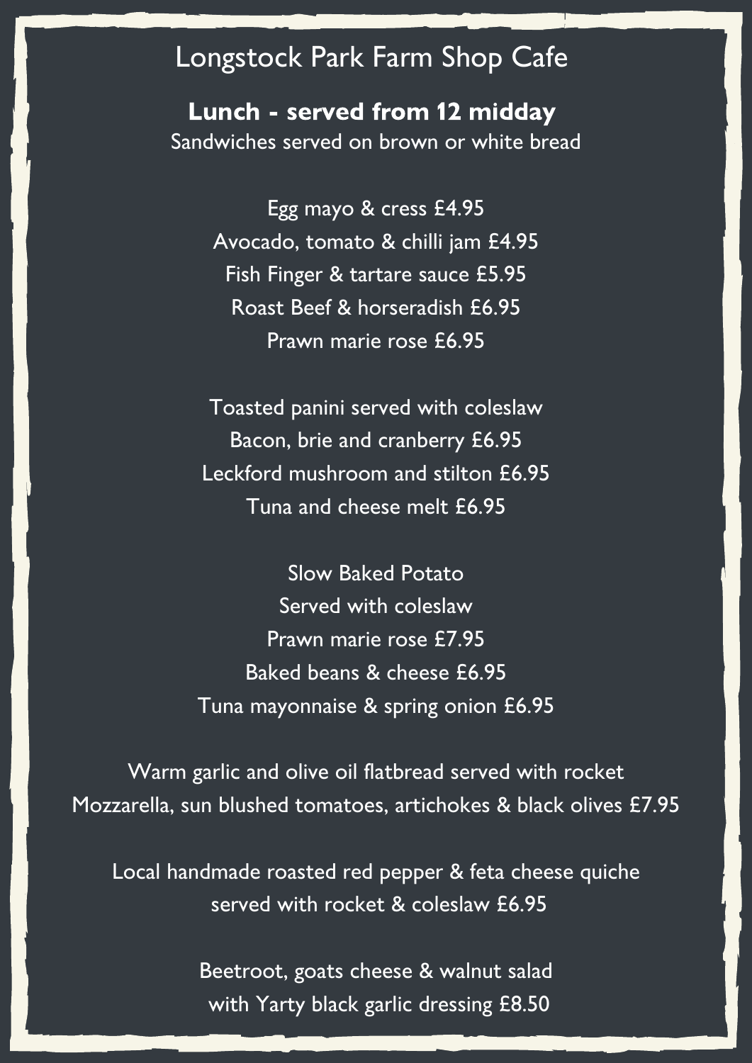# Longstock Park Farm Shop Cafe

**Lunch - served from 12 midday**

Sandwiches served on brown or white bread

Egg mayo & cress £4.95
Avocado, tomato & chilli jam £4.95
Fish Finger & tartare sauce £5.95
Roast Beef & horseradish £6.95
Prawn marie rose £6.95

Toasted panini served with coleslaw
Bacon, brie and cranberry £6.95
Leckford mushroom and stilton £6.95
Tuna and cheese melt £6.95

Slow Baked Potato
Served with coleslaw
Prawn marie rose £7.95
Baked beans & cheese £6.95
Tuna mayonnaise & spring onion £6.95

Warm garlic and olive oil flatbread served with rocket
Mozzarella, sun blushed tomatoes, artichokes & black olives £7.95

Local handmade roasted red pepper & feta cheese quiche
served with rocket & coleslaw £6.95

Beetroot, goats cheese & walnut salad
with Yarty black garlic dressing £8.50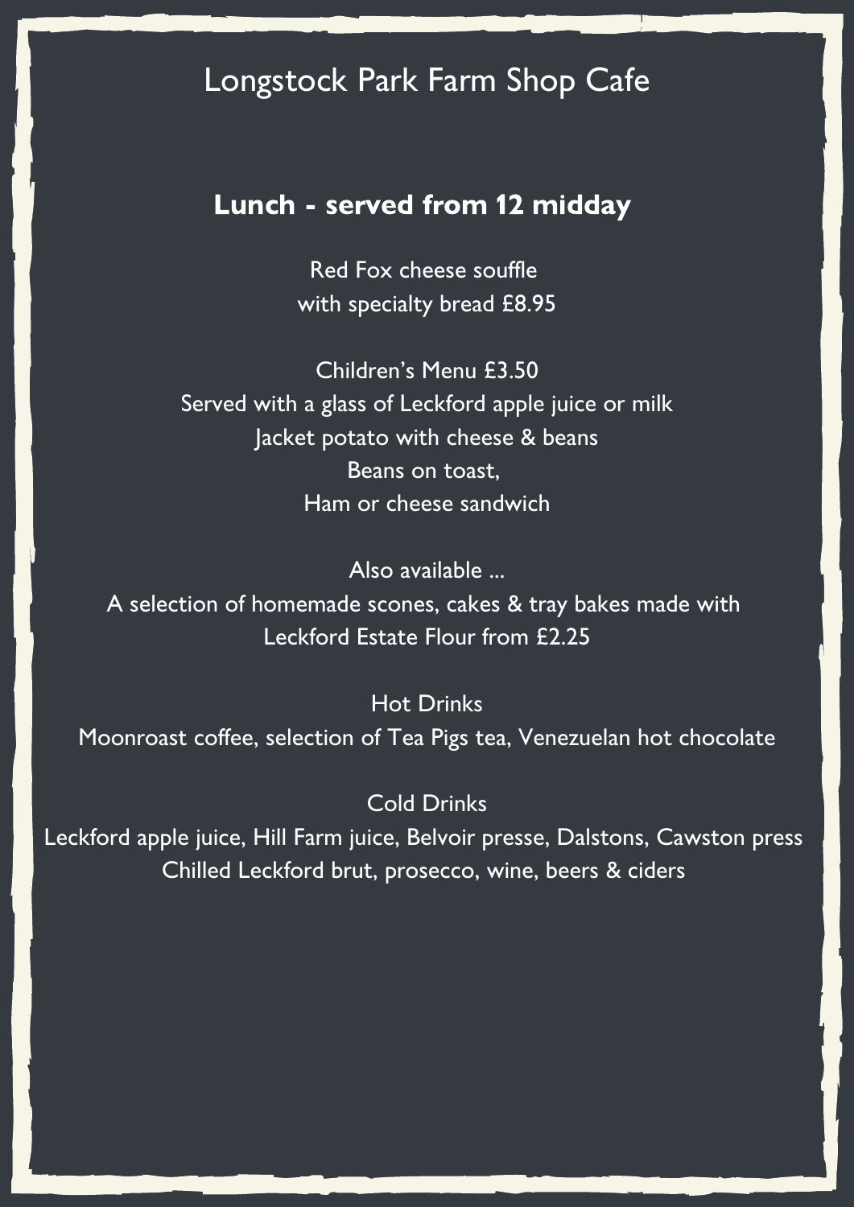# Longstock Park Farm Shop Cafe

## **Lunch - served from 12 midday**

Red Fox cheese souffle
with specialty bread £8.95

Children's Menu £3.50
Served with a glass of Leckford apple juice or milk
Jacket potato with cheese & beans
Beans on toast,
Ham or cheese sandwich

Also available ...
A selection of homemade scones, cakes & tray bakes made with
Leckford Estate Flour from £2.25

Hot Drinks
Moonroast coffee, selection of Tea Pigs tea, Venezuelan hot chocolate

Cold Drinks
Leckford apple juice, Hill Farm juice, Belvoir presse, Dalstons, Cawston press
Chilled Leckford brut, prosecco, wine, beers & ciders